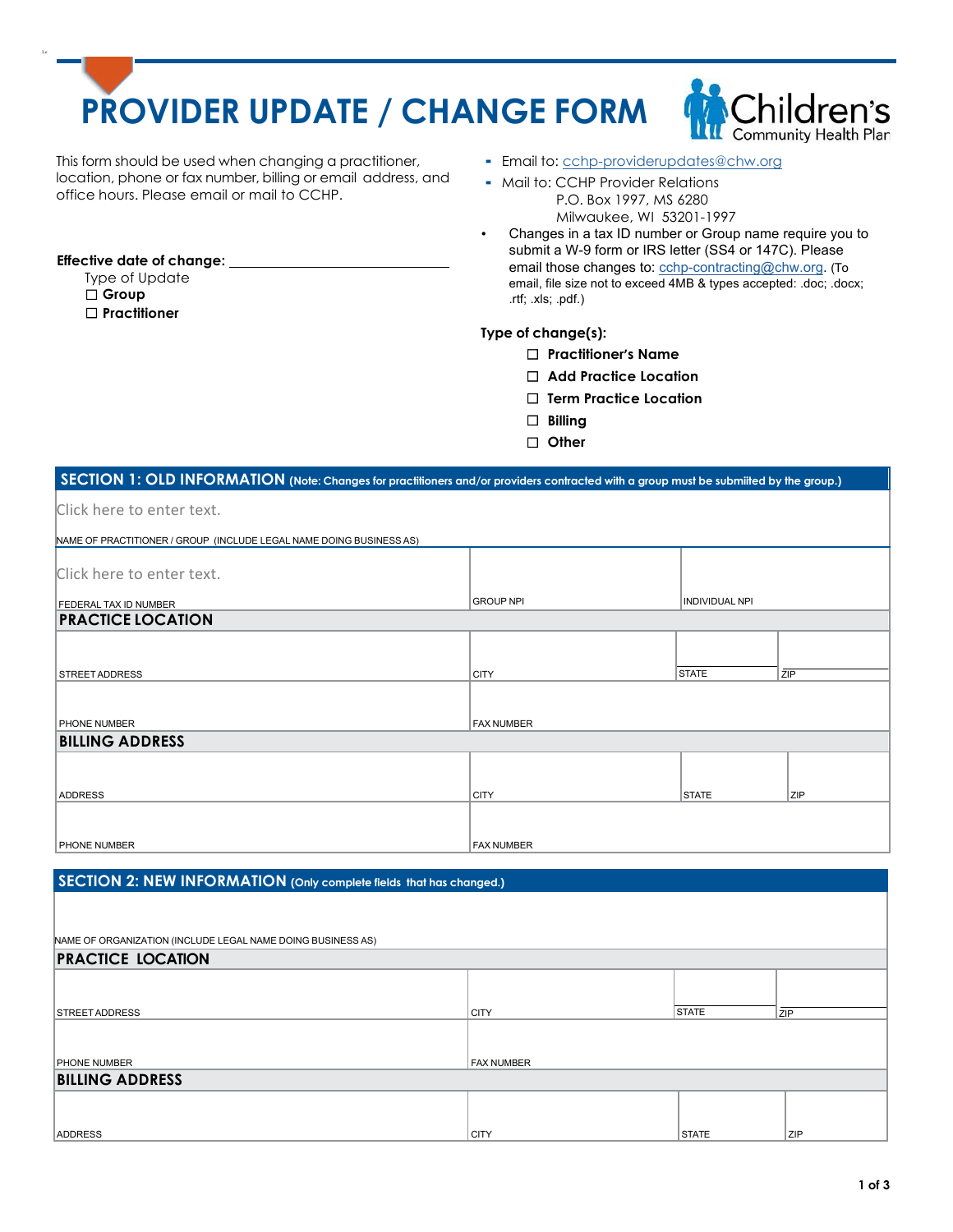# PROVIDER UPDATE / CHANGE FORM

Children's Community Health Plan

This form should be used when changing a practitioner, location, phone or fax number, billing or email address, and office hours. Please email or mail to CCHP.

- Email to: cchp-providerupdates@chw.org
- Mail to: CCHP Provider Relations
  P.O. Box 1997, MS 6280
  Milwaukee, WI 53201-1997
- Changes in a tax ID number or Group name require you to submit a W-9 form or IRS letter (SS4 or 147C). Please email those changes to: cchp-contracting@chw.org. (To email, file size not to exceed 4MB & types accepted: .doc; .docx; .rtf; .xls; .pdf.)

**Effective date of change:** ______________________

Type of Update

- ☐ **Group**
- ☐ **Practitioner**

**Type of change(s):**

- ☐ **Practitioner's Name**
- ☐ **Add Practice Location**
- ☐ **Term Practice Location**
- ☐ **Billing**
- ☐ **Other**

## SECTION 1: OLD INFORMATION (Note: Changes for practitioners and/or providers contracted with a group must be submitted by the group.)

| NAME OF PRACTITIONER / GROUP (INCLUDE LEGAL NAME DOING BUSINESS AS) | | | |
|---|---|---|---|
| Click here to enter text. | | | |

| FEDERAL TAX ID NUMBER | GROUP NPI | INDIVIDUAL NPI |
|---|---|---|
| Click here to enter text. | | |

### PRACTICE LOCATION

| STREET ADDRESS | CITY | STATE | ZIP |
|---|---|---|---|
| | | | |

| PHONE NUMBER | FAX NUMBER |
|---|---|
| | |

### BILLING ADDRESS

| ADDRESS | CITY | STATE | ZIP |
|---|---|---|---|
| | | | |

| PHONE NUMBER | FAX NUMBER |
|---|---|
| | |

## SECTION 2: NEW INFORMATION (Only complete fields that has changed.)

| NAME OF ORGANIZATION (INCLUDE LEGAL NAME DOING BUSINESS AS) |
|---|
| |

### PRACTICE LOCATION

| STREET ADDRESS | CITY | STATE | ZIP |
|---|---|---|---|
| | | | |

| PHONE NUMBER | FAX NUMBER |
|---|---|
| | |

### BILLING ADDRESS

| ADDRESS | CITY | STATE | ZIP |
|---|---|---|---|
| | | | |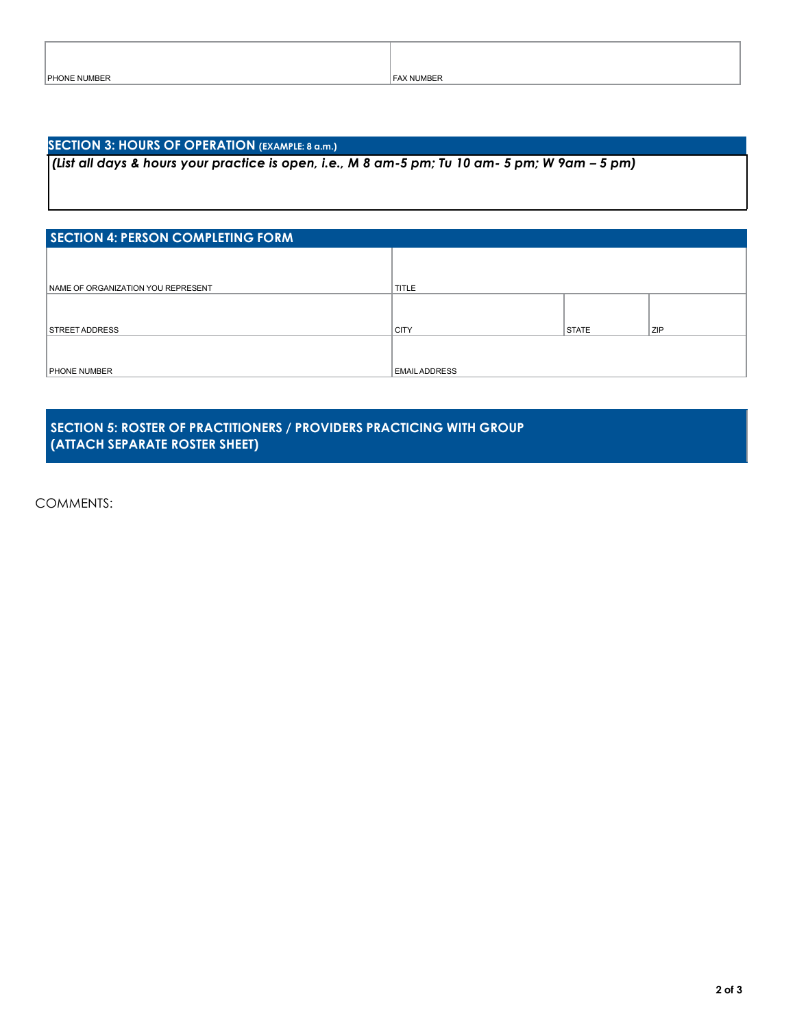| PHONE NUMBER | FAX NUMBER |
|---|---|
| | |

## SECTION 3: HOURS OF OPERATION (EXAMPLE: 8 a.m.)

***(List all days & hours your practice is open, i.e., M 8 am-5 pm; Tu 10 am- 5 pm; W 9am – 5 pm)***

## SECTION 4: PERSON COMPLETING FORM

| NAME OF ORGANIZATION YOU REPRESENT | TITLE | | |
|---|---|---|---|
| STREET ADDRESS | CITY | STATE | ZIP |
| PHONE NUMBER | EMAIL ADDRESS | | |

## SECTION 5: ROSTER OF PRACTITIONERS / PROVIDERS PRACTICING WITH GROUP (ATTACH SEPARATE ROSTER SHEET)

COMMENTS: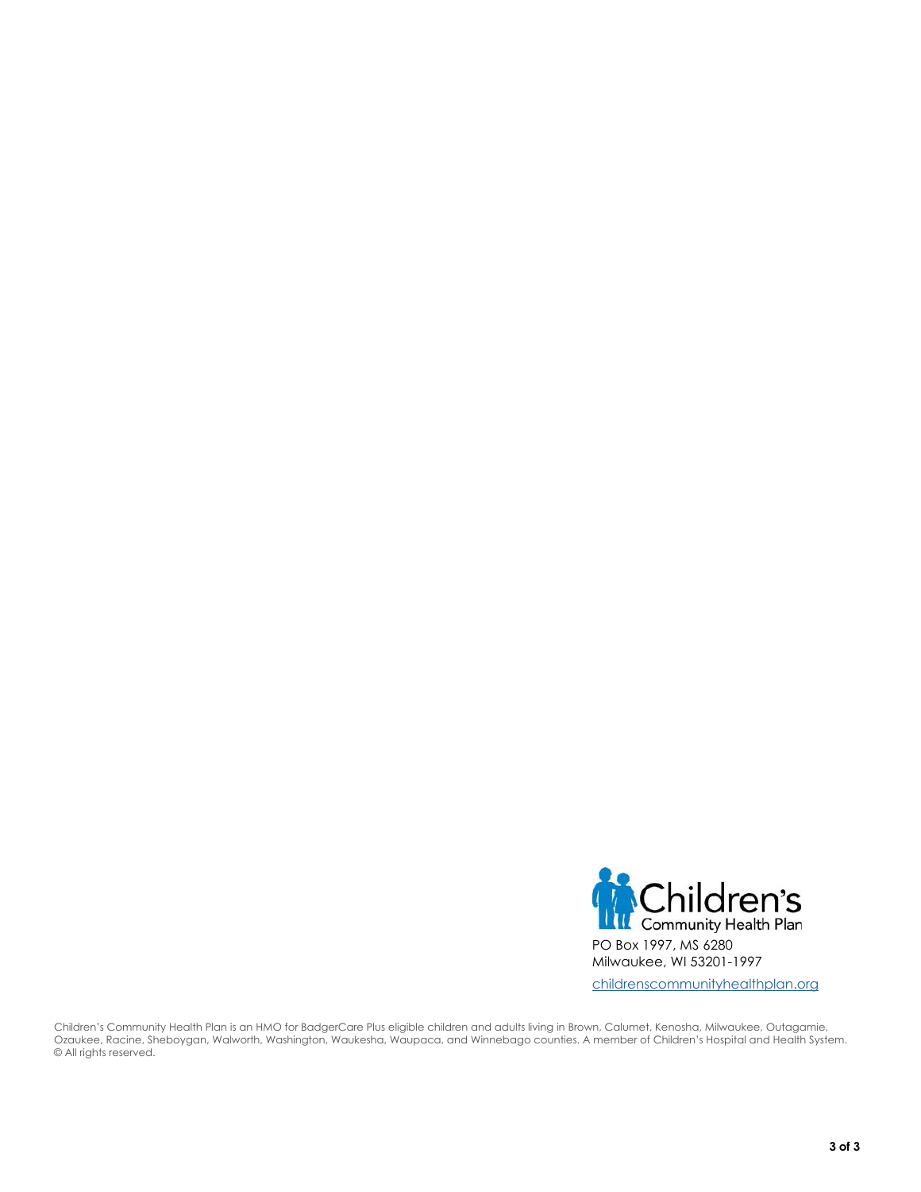Children's
Community Health Plan

PO Box 1997, MS 6280
Milwaukee, WI 53201-1997

childrenscommunityhealthplan.org

Children's Community Health Plan is an HMO for BadgerCare Plus eligible children and adults living in Brown, Calumet, Kenosha, Milwaukee, Outagamie, Ozaukee, Racine, Sheboygan, Walworth, Washington, Waukesha, Waupaca, and Winnebago counties. A member of Children's Hospital and Health System. © All rights reserved.